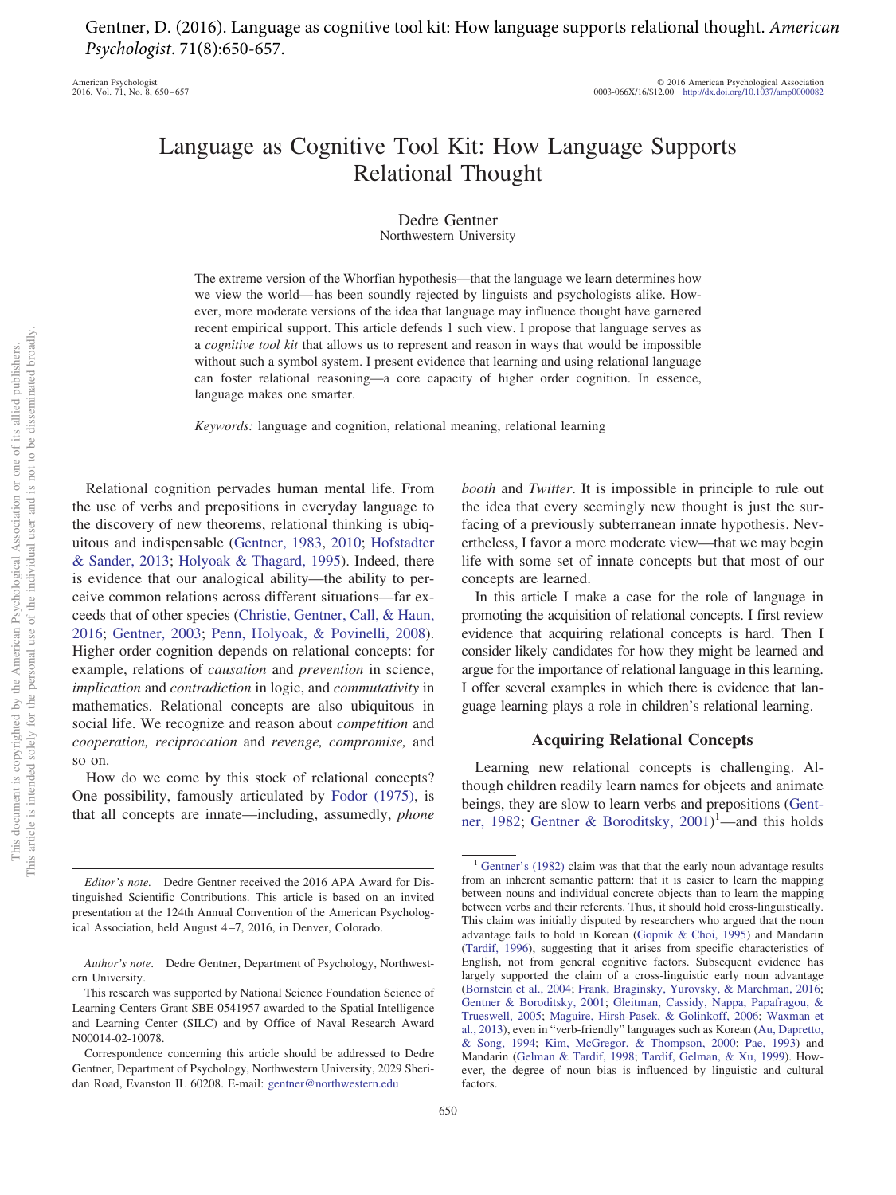Gentner, D. (2016). Language as cognitive tool kit: How language supports relational thought. *American Psychologist*. 71(8):650-657.

# Language as Cognitive Tool Kit: How Language Supports Relational Thought

Dedre Gentner
Northwestern University

The extreme version of the Whorfian hypothesis—that the language we learn determines how we view the world—has been soundly rejected by linguists and psychologists alike. However, more moderate versions of the idea that language may influence thought have garnered recent empirical support. This article defends 1 such view. I propose that language serves as a *cognitive tool kit* that allows us to represent and reason in ways that would be impossible without such a symbol system. I present evidence that learning and using relational language can foster relational reasoning—a core capacity of higher order cognition. In essence, language makes one smarter.

*Keywords:* language and cognition, relational meaning, relational learning

Relational cognition pervades human mental life. From the use of verbs and prepositions in everyday language to the discovery of new theorems, relational thinking is ubiquitous and indispensable (Gentner, 1983, 2010; Hofstadter & Sander, 2013; Holyoak & Thagard, 1995). Indeed, there is evidence that our analogical ability—the ability to perceive common relations across different situations—far exceeds that of other species (Christie, Gentner, Call, & Haun, 2016; Gentner, 2003; Penn, Holyoak, & Povinelli, 2008). Higher order cognition depends on relational concepts: for example, relations of *causation* and *prevention* in science, *implication* and *contradiction* in logic, and *commutativity* in mathematics. Relational concepts are also ubiquitous in social life. We recognize and reason about *competition* and *cooperation, reciprocation* and *revenge, compromise,* and so on.

How do we come by this stock of relational concepts? One possibility, famously articulated by Fodor (1975), is that all concepts are innate—including, assumedly, *phone booth* and *Twitter*. It is impossible in principle to rule out the idea that every seemingly new thought is just the surfacing of a previously subterranean innate hypothesis. Nevertheless, I favor a more moderate view—that we may begin life with some set of innate concepts but that most of our concepts are learned.

In this article I make a case for the role of language in promoting the acquisition of relational concepts. I first review evidence that acquiring relational concepts is hard. Then I consider likely candidates for how they might be learned and argue for the importance of relational language in this learning. I offer several examples in which there is evidence that language learning plays a role in children's relational learning.

## Acquiring Relational Concepts

Learning new relational concepts is challenging. Although children readily learn names for objects and animate beings, they are slow to learn verbs and prepositions (Gentner, 1982; Gentner & Boroditsky, 2001)[1]—and this holds

---

*Editor's note.* Dedre Gentner received the 2016 APA Award for Distinguished Scientific Contributions. This article is based on an invited presentation at the 124th Annual Convention of the American Psychological Association, held August 4–7, 2016, in Denver, Colorado.

*Author's note.* Dedre Gentner, Department of Psychology, Northwestern University.

This research was supported by National Science Foundation Science of Learning Centers Grant SBE-0541957 awarded to the Spatial Intelligence and Learning Center (SILC) and by Office of Naval Research Award N00014-02-10078.

Correspondence concerning this article should be addressed to Dedre Gentner, Department of Psychology, Northwestern University, 2029 Sheridan Road, Evanston IL 60208. E-mail: gentner@northwestern.edu

[1] Gentner's (1982) claim was that that the early noun advantage results from an inherent semantic pattern: that it is easier to learn the mapping between nouns and individual concrete objects than to learn the mapping between verbs and their referents. Thus, it should hold cross-linguistically. This claim was initially disputed by researchers who argued that the noun advantage fails to hold in Korean (Gopnik & Choi, 1995) and Mandarin (Tardif, 1996), suggesting that it arises from specific characteristics of English, not from general cognitive factors. Subsequent evidence has largely supported the claim of a cross-linguistic early noun advantage (Bornstein et al., 2004; Frank, Braginsky, Yurovsky, & Marchman, 2016; Gentner & Boroditsky, 2001; Gleitman, Cassidy, Nappa, Papafragou, & Trueswell, 2005; Maguire, Hirsh-Pasek, & Golinkoff, 2006; Waxman et al., 2013), even in "verb-friendly" languages such as Korean (Au, Dapretto, & Song, 1994; Kim, McGregor, & Thompson, 2000; Pae, 1993) and Mandarin (Gelman & Tardif, 1998; Tardif, Gelman, & Xu, 1999). However, the degree of noun bias is influenced by linguistic and cultural factors.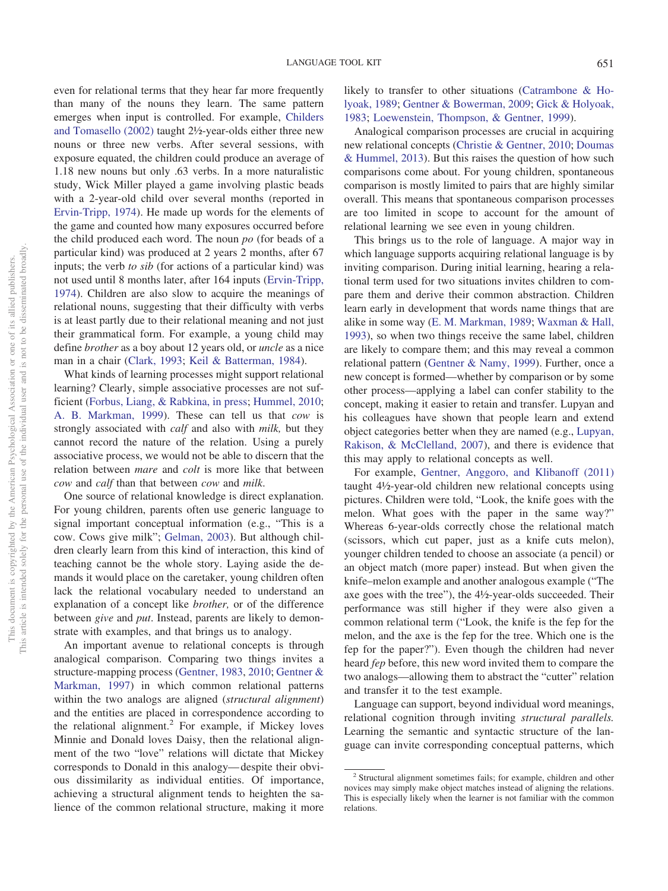even for relational terms that they hear far more frequently than many of the nouns they learn. The same pattern emerges when input is controlled. For example, Childers and Tomasello (2002) taught 2½-year-olds either three new nouns or three new verbs. After several sessions, with exposure equated, the children could produce an average of 1.18 new nouns but only .63 verbs. In a more naturalistic study, Wick Miller played a game involving plastic beads with a 2-year-old child over several months (reported in Ervin-Tripp, 1974). He made up words for the elements of the game and counted how many exposures occurred before the child produced each word. The noun *po* (for beads of a particular kind) was produced at 2 years 2 months, after 67 inputs; the verb *to sib* (for actions of a particular kind) was not used until 8 months later, after 164 inputs (Ervin-Tripp, 1974). Children are also slow to acquire the meanings of relational nouns, suggesting that their difficulty with verbs is at least partly due to their relational meaning and not just their grammatical form. For example, a young child may define *brother* as a boy about 12 years old, or *uncle* as a nice man in a chair (Clark, 1993; Keil & Batterman, 1984).

What kinds of learning processes might support relational learning? Clearly, simple associative processes are not sufficient (Forbus, Liang, & Rabkina, in press; Hummel, 2010; A. B. Markman, 1999). These can tell us that *cow* is strongly associated with *calf* and also with *milk,* but they cannot record the nature of the relation. Using a purely associative process, we would not be able to discern that the relation between *mare* and *colt* is more like that between *cow* and *calf* than that between *cow* and *milk.*

One source of relational knowledge is direct explanation. For young children, parents often use generic language to signal important conceptual information (e.g., "This is a cow. Cows give milk"; Gelman, 2003). But although children clearly learn from this kind of interaction, this kind of teaching cannot be the whole story. Laying aside the demands it would place on the caretaker, young children often lack the relational vocabulary needed to understand an explanation of a concept like *brother,* or of the difference between *give* and *put*. Instead, parents are likely to demonstrate with examples, and that brings us to analogy.

An important avenue to relational concepts is through analogical comparison. Comparing two things invites a structure-mapping process (Gentner, 1983, 2010; Gentner & Markman, 1997) in which common relational patterns within the two analogs are aligned (*structural alignment*) and the entities are placed in correspondence according to the relational alignment.[2] For example, if Mickey loves Minnie and Donald loves Daisy, then the relational alignment of the two "love" relations will dictate that Mickey corresponds to Donald in this analogy—despite their obvious dissimilarity as individual entities. Of importance, achieving a structural alignment tends to heighten the salience of the common relational structure, making it more likely to transfer to other situations (Catrambone & Holyoak, 1989; Gentner & Bowerman, 2009; Gick & Holyoak, 1983; Loewenstein, Thompson, & Gentner, 1999).

Analogical comparison processes are crucial in acquiring new relational concepts (Christie & Gentner, 2010; Doumas & Hummel, 2013). But this raises the question of how such comparisons come about. For young children, spontaneous comparison is mostly limited to pairs that are highly similar overall. This means that spontaneous comparison processes are too limited in scope to account for the amount of relational learning we see even in young children.

This brings us to the role of language. A major way in which language supports acquiring relational language is by inviting comparison. During initial learning, hearing a relational term used for two situations invites children to compare them and derive their common abstraction. Children learn early in development that words name things that are alike in some way (E. M. Markman, 1989; Waxman & Hall, 1993), so when two things receive the same label, children are likely to compare them; and this may reveal a common relational pattern (Gentner & Namy, 1999). Further, once a new concept is formed—whether by comparison or by some other process—applying a label can confer stability to the concept, making it easier to retain and transfer. Lupyan and his colleagues have shown that people learn and extend object categories better when they are named (e.g., Lupyan, Rakison, & McClelland, 2007), and there is evidence that this may apply to relational concepts as well.

For example, Gentner, Anggoro, and Klibanoff (2011) taught 4½-year-old children new relational concepts using pictures. Children were told, "Look, the knife goes with the melon. What goes with the paper in the same way?" Whereas 6-year-olds correctly chose the relational match (scissors, which cut paper, just as a knife cuts melon), younger children tended to choose an associate (a pencil) or an object match (more paper) instead. But when given the knife–melon example and another analogous example ("The axe goes with the tree"), the 4½-year-olds succeeded. Their performance was still higher if they were also given a common relational term ("Look, the knife is the fep for the melon, and the axe is the fep for the tree. Which one is the fep for the paper?"). Even though the children had never heard *fep* before, this new word invited them to compare the two analogs—allowing them to abstract the "cutter" relation and transfer it to the test example.

Language can support, beyond individual word meanings, relational cognition through inviting *structural parallels.* Learning the semantic and syntactic structure of the language can invite corresponding conceptual patterns, which

---

[2] Structural alignment sometimes fails; for example, children and other novices may simply make object matches instead of aligning the relations. This is especially likely when the learner is not familiar with the common relations.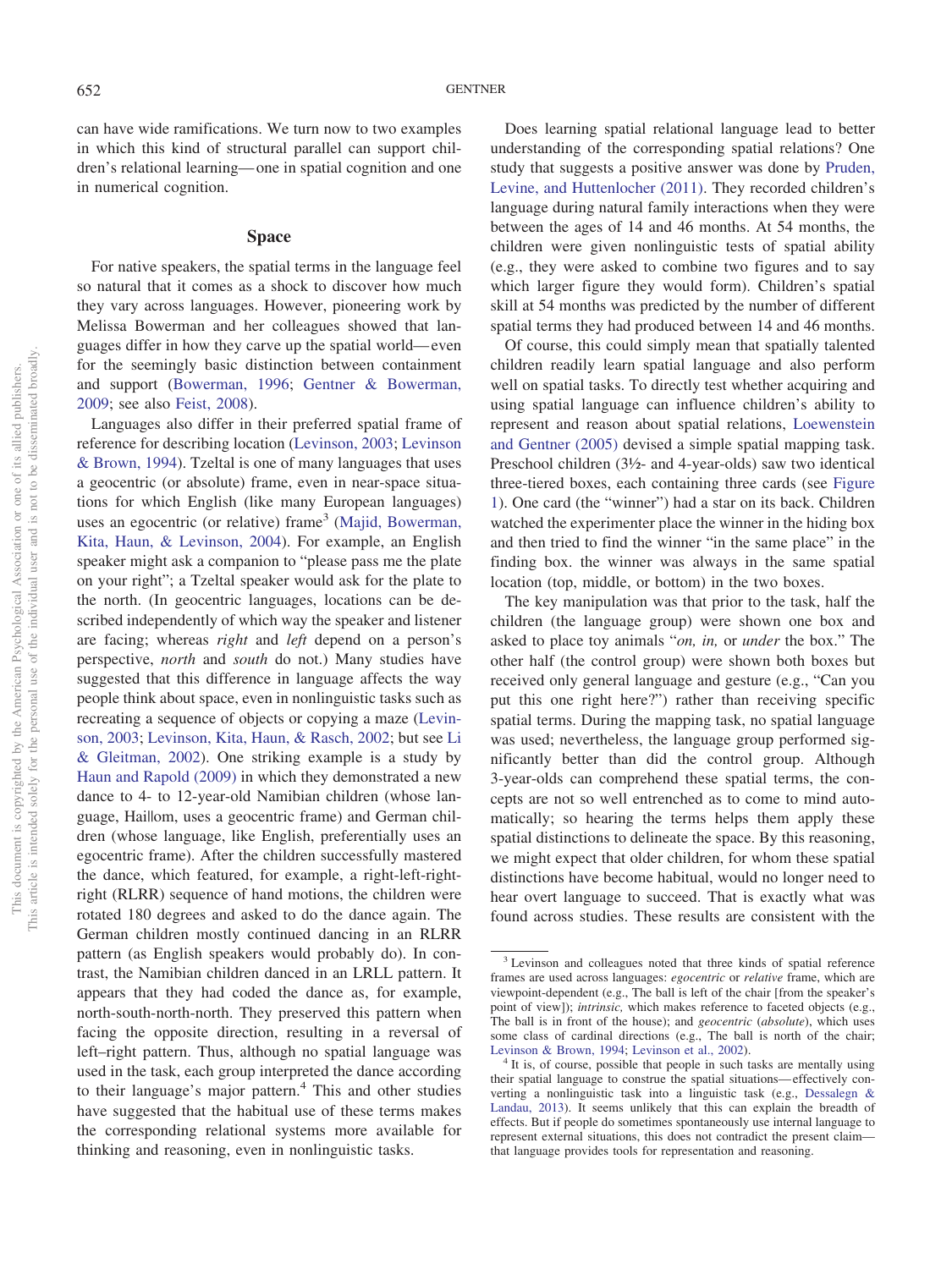can have wide ramifications. We turn now to two examples in which this kind of structural parallel can support children's relational learning—one in spatial cognition and one in numerical cognition.

## Space

For native speakers, the spatial terms in the language feel so natural that it comes as a shock to discover how much they vary across languages. However, pioneering work by Melissa Bowerman and her colleagues showed that languages differ in how they carve up the spatial world—even for the seemingly basic distinction between containment and support (Bowerman, 1996; Gentner & Bowerman, 2009; see also Feist, 2008).

Languages also differ in their preferred spatial frame of reference for describing location (Levinson, 2003; Levinson & Brown, 1994). Tzeltal is one of many languages that uses a geocentric (or absolute) frame, even in near-space situations for which English (like many European languages) uses an egocentric (or relative) frame[3] (Majid, Bowerman, Kita, Haun, & Levinson, 2004). For example, an English speaker might ask a companion to "please pass me the plate on your right"; a Tzeltal speaker would ask for the plate to the north. (In geocentric languages, locations can be described independently of which way the speaker and listener are facing; whereas *right* and *left* depend on a person's perspective, *north* and *south* do not.) Many studies have suggested that this difference in language affects the way people think about space, even in nonlinguistic tasks such as recreating a sequence of objects or copying a maze (Levinson, 2003; Levinson, Kita, Haun, & Rasch, 2002; but see Li & Gleitman, 2002). One striking example is a study by Haun and Rapold (2009) in which they demonstrated a new dance to 4- to 12-year-old Namibian children (whose language, Haillom, uses a geocentric frame) and German children (whose language, like English, preferentially uses an egocentric frame). After the children successfully mastered the dance, which featured, for example, a right-left-right-right (RLRR) sequence of hand motions, the children were rotated 180 degrees and asked to do the dance again. The German children mostly continued dancing in an RLRR pattern (as English speakers would probably do). In contrast, the Namibian children danced in an LRLL pattern. It appears that they had coded the dance as, for example, north-south-north-north. They preserved this pattern when facing the opposite direction, resulting in a reversal of left–right pattern. Thus, although no spatial language was used in the task, each group interpreted the dance according to their language's major pattern.[4] This and other studies have suggested that the habitual use of these terms makes the corresponding relational systems more available for thinking and reasoning, even in nonlinguistic tasks.

Does learning spatial relational language lead to better understanding of the corresponding spatial relations? One study that suggests a positive answer was done by Pruden, Levine, and Huttenlocher (2011). They recorded children's language during natural family interactions when they were between the ages of 14 and 46 months. At 54 months, the children were given nonlinguistic tests of spatial ability (e.g., they were asked to combine two figures and to say which larger figure they would form). Children's spatial skill at 54 months was predicted by the number of different spatial terms they had produced between 14 and 46 months.

Of course, this could simply mean that spatially talented children readily learn spatial language and also perform well on spatial tasks. To directly test whether acquiring and using spatial language can influence children's ability to represent and reason about spatial relations, Loewenstein and Gentner (2005) devised a simple spatial mapping task. Preschool children (3½- and 4-year-olds) saw two identical three-tiered boxes, each containing three cards (see Figure 1). One card (the "winner") had a star on its back. Children watched the experimenter place the winner in the hiding box and then tried to find the winner "in the same place" in the finding box. the winner was always in the same spatial location (top, middle, or bottom) in the two boxes.

The key manipulation was that prior to the task, half the children (the language group) were shown one box and asked to place toy animals "*on, in,* or *under* the box." The other half (the control group) were shown both boxes but received only general language and gesture (e.g., "Can you put this one right here?") rather than receiving specific spatial terms. During the mapping task, no spatial language was used; nevertheless, the language group performed significantly better than did the control group. Although 3-year-olds can comprehend these spatial terms, the concepts are not so well entrenched as to come to mind automatically; so hearing the terms helps them apply these spatial distinctions to delineate the space. By this reasoning, we might expect that older children, for whom these spatial distinctions have become habitual, would no longer need to hear overt language to succeed. That is exactly what was found across studies. These results are consistent with the

---

[3] Levinson and colleagues noted that three kinds of spatial reference frames are used across languages: *egocentric* or *relative* frame, which are viewpoint-dependent (e.g., The ball is left of the chair [from the speaker's point of view]); *intrinsic,* which makes reference to faceted objects (e.g., The ball is in front of the house); and *geocentric* (*absolute*), which uses some class of cardinal directions (e.g., The ball is north of the chair; Levinson & Brown, 1994; Levinson et al., 2002).

[4] It is, of course, possible that people in such tasks are mentally using their spatial language to construe the spatial situations—effectively converting a nonlinguistic task into a linguistic task (e.g., Dessalegn & Landau, 2013). It seems unlikely that this can explain the breadth of effects. But if people do sometimes spontaneously use internal language to represent external situations, this does not contradict the present claim—that language provides tools for representation and reasoning.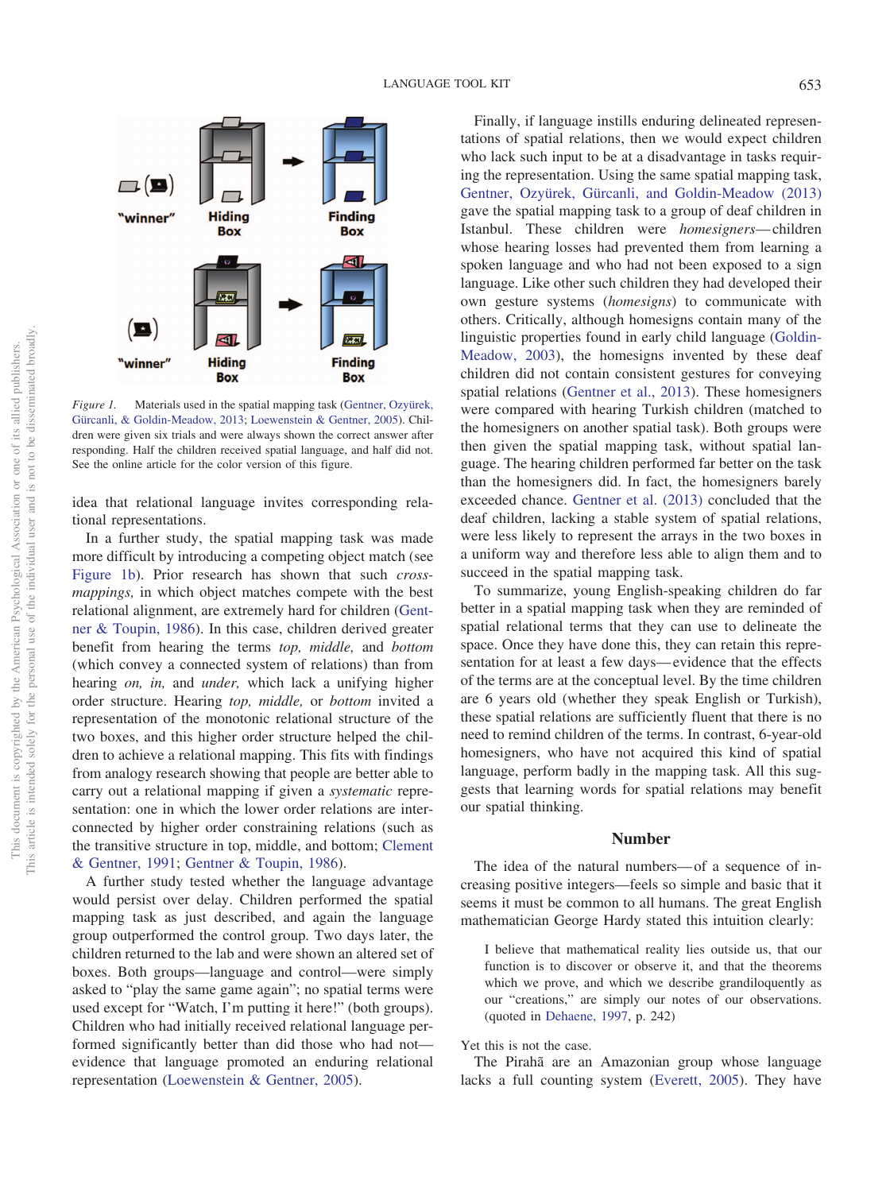*Figure 1.* Materials used in the spatial mapping task (Gentner, Ozyürek, Gürcanli, & Goldin-Meadow, 2013; Loewenstein & Gentner, 2005). Children were given six trials and were always shown the correct answer after responding. Half the children received spatial language, and half did not. See the online article for the color version of this figure.

idea that relational language invites corresponding relational representations.

In a further study, the spatial mapping task was made more difficult by introducing a competing object match (see Figure 1b). Prior research has shown that such *cross-mappings,* in which object matches compete with the best relational alignment, are extremely hard for children (Gentner & Toupin, 1986). In this case, children derived greater benefit from hearing the terms *top, middle,* and *bottom* (which convey a connected system of relations) than from hearing *on, in,* and *under,* which lack a unifying higher order structure. Hearing *top, middle,* or *bottom* invited a representation of the monotonic relational structure of the two boxes, and this higher order structure helped the children to achieve a relational mapping. This fits with findings from analogy research showing that people are better able to carry out a relational mapping if given a *systematic* representation: one in which the lower order relations are interconnected by higher order constraining relations (such as the transitive structure in top, middle, and bottom; Clement & Gentner, 1991; Gentner & Toupin, 1986).

A further study tested whether the language advantage would persist over delay. Children performed the spatial mapping task as just described, and again the language group outperformed the control group. Two days later, the children returned to the lab and were shown an altered set of boxes. Both groups—language and control—were simply asked to "play the same game again"; no spatial terms were used except for "Watch, I'm putting it here!" (both groups). Children who had initially received relational language performed significantly better than did those who had not—evidence that language promoted an enduring relational representation (Loewenstein & Gentner, 2005).

Finally, if language instills enduring delineated representations of spatial relations, then we would expect children who lack such input to be at a disadvantage in tasks requiring the representation. Using the same spatial mapping task, Gentner, Ozyürek, Gürcanli, and Goldin-Meadow (2013) gave the spatial mapping task to a group of deaf children in Istanbul. These children were *homesigners*—children whose hearing losses had prevented them from learning a spoken language and who had not been exposed to a sign language. Like other such children they had developed their own gesture systems (*homesigns*) to communicate with others. Critically, although homesigns contain many of the linguistic properties found in early child language (Goldin-Meadow, 2003), the homesigns invented by these deaf children did not contain consistent gestures for conveying spatial relations (Gentner et al., 2013). These homesigners were compared with hearing Turkish children (matched to the homesigners on another spatial task). Both groups were then given the spatial mapping task, without spatial language. The hearing children performed far better on the task than the homesigners did. In fact, the homesigners barely exceeded chance. Gentner et al. (2013) concluded that the deaf children, lacking a stable system of spatial relations, were less likely to represent the arrays in the two boxes in a uniform way and therefore less able to align them and to succeed in the spatial mapping task.

To summarize, young English-speaking children do far better in a spatial mapping task when they are reminded of spatial relational terms that they can use to delineate the space. Once they have done this, they can retain this representation for at least a few days—evidence that the effects of the terms are at the conceptual level. By the time children are 6 years old (whether they speak English or Turkish), these spatial relations are sufficiently fluent that there is no need to remind children of the terms. In contrast, 6-year-old homesigners, who have not acquired this kind of spatial language, perform badly in the mapping task. All this suggests that learning words for spatial relations may benefit our spatial thinking.

## Number

The idea of the natural numbers—of a sequence of increasing positive integers—feels so simple and basic that it seems it must be common to all humans. The great English mathematician George Hardy stated this intuition clearly:

> I believe that mathematical reality lies outside us, that our function is to discover or observe it, and that the theorems which we prove, and which we describe grandiloquently as our "creations," are simply our notes of our observations. (quoted in Dehaene, 1997, p. 242)

Yet this is not the case.

The Pirahã are an Amazonian group whose language lacks a full counting system (Everett, 2005). They have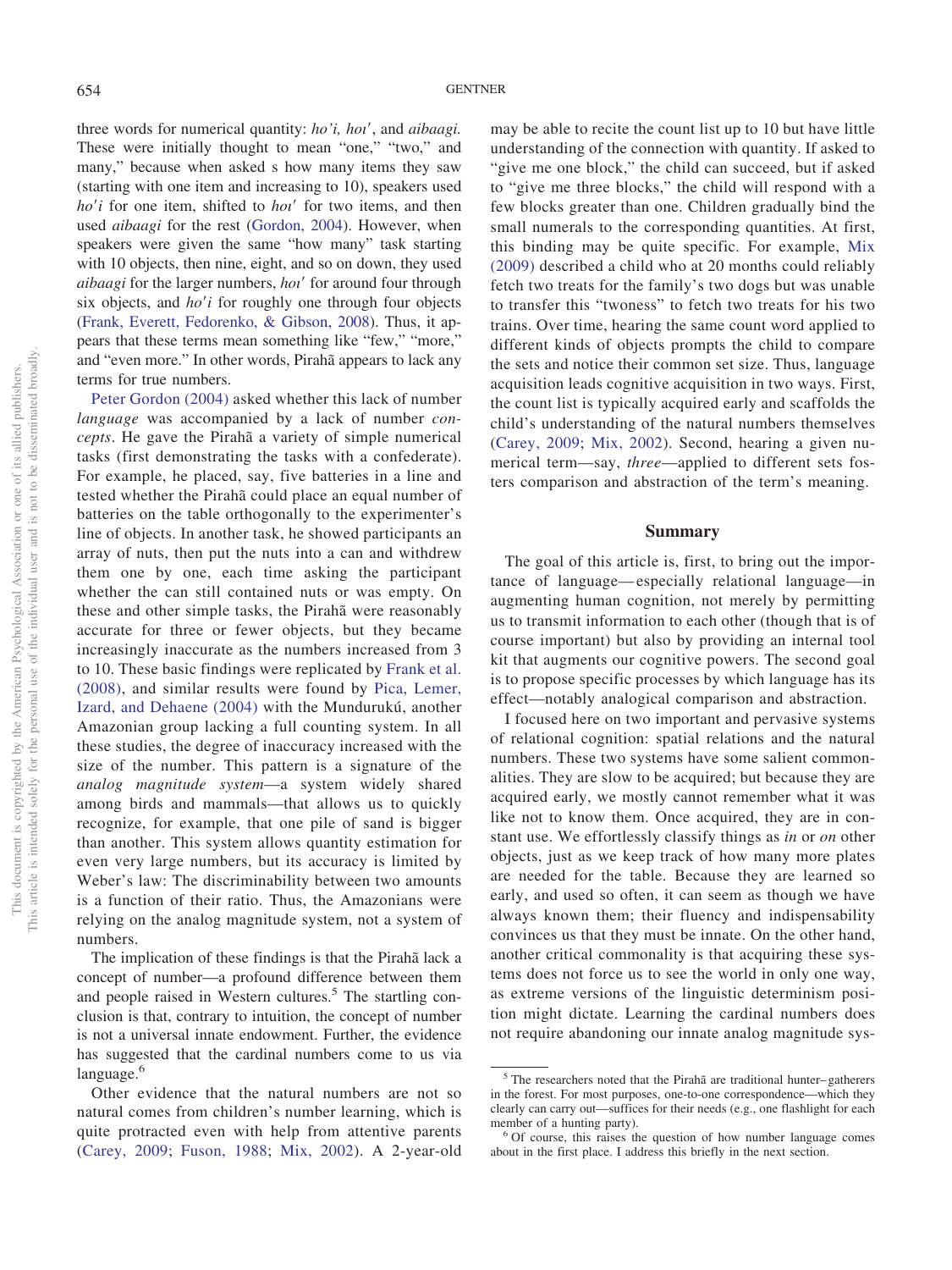three words for numerical quantity: *ho'i, hoı'*, and *aibaagi.* These were initially thought to mean "one," "two," and many," because when asked s how many items they saw (starting with one item and increasing to 10), speakers used *ho'i* for one item, shifted to *hoı'* for two items, and then used *aibaagi* for the rest (Gordon, 2004). However, when speakers were given the same "how many" task starting with 10 objects, then nine, eight, and so on down, they used *aibaagi* for the larger numbers, *hoı'* for around four through six objects, and *ho'i* for roughly one through four objects (Frank, Everett, Fedorenko, & Gibson, 2008). Thus, it appears that these terms mean something like "few," "more," and "even more." In other words, Pirahã appears to lack any terms for true numbers.

Peter Gordon (2004) asked whether this lack of number *language* was accompanied by a lack of number *concepts*. He gave the Pirahã a variety of simple numerical tasks (first demonstrating the tasks with a confederate). For example, he placed, say, five batteries in a line and tested whether the Pirahã could place an equal number of batteries on the table orthogonally to the experimenter's line of objects. In another task, he showed participants an array of nuts, then put the nuts into a can and withdrew them one by one, each time asking the participant whether the can still contained nuts or was empty. On these and other simple tasks, the Pirahã were reasonably accurate for three or fewer objects, but they became increasingly inaccurate as the numbers increased from 3 to 10. These basic findings were replicated by Frank et al. (2008), and similar results were found by Pica, Lemer, Izard, and Dehaene (2004) with the Mundurukú, another Amazonian group lacking a full counting system. In all these studies, the degree of inaccuracy increased with the size of the number. This pattern is a signature of the *analog magnitude system*—a system widely shared among birds and mammals—that allows us to quickly recognize, for example, that one pile of sand is bigger than another. This system allows quantity estimation for even very large numbers, but its accuracy is limited by Weber's law: The discriminability between two amounts is a function of their ratio. Thus, the Amazonians were relying on the analog magnitude system, not a system of numbers.

The implication of these findings is that the Pirahã lack a concept of number—a profound difference between them and people raised in Western cultures.[5] The startling conclusion is that, contrary to intuition, the concept of number is not a universal innate endowment. Further, the evidence has suggested that the cardinal numbers come to us via language.[6]

Other evidence that the natural numbers are not so natural comes from children's number learning, which is quite protracted even with help from attentive parents (Carey, 2009; Fuson, 1988; Mix, 2002). A 2-year-old may be able to recite the count list up to 10 but have little understanding of the connection with quantity. If asked to "give me one block," the child can succeed, but if asked to "give me three blocks," the child will respond with a few blocks greater than one. Children gradually bind the small numerals to the corresponding quantities. At first, this binding may be quite specific. For example, Mix (2009) described a child who at 20 months could reliably fetch two treats for the family's two dogs but was unable to transfer this "twoness" to fetch two treats for his two trains. Over time, hearing the same count word applied to different kinds of objects prompts the child to compare the sets and notice their common set size. Thus, language acquisition leads cognitive acquisition in two ways. First, the count list is typically acquired early and scaffolds the child's understanding of the natural numbers themselves (Carey, 2009; Mix, 2002). Second, hearing a given numerical term—say, *three*—applied to different sets fosters comparison and abstraction of the term's meaning.

## Summary

The goal of this article is, first, to bring out the importance of language—especially relational language—in augmenting human cognition, not merely by permitting us to transmit information to each other (though that is of course important) but also by providing an internal tool kit that augments our cognitive powers. The second goal is to propose specific processes by which language has its effect—notably analogical comparison and abstraction.

I focused here on two important and pervasive systems of relational cognition: spatial relations and the natural numbers. These two systems have some salient commonalities. They are slow to be acquired; but because they are acquired early, we mostly cannot remember what it was like not to know them. Once acquired, they are in constant use. We effortlessly classify things as *in* or *on* other objects, just as we keep track of how many more plates are needed for the table. Because they are learned so early, and used so often, it can seem as though we have always known them; their fluency and indispensability convinces us that they must be innate. On the other hand, another critical commonality is that acquiring these systems does not force us to see the world in only one way, as extreme versions of the linguistic determinism position might dictate. Learning the cardinal numbers does not require abandoning our innate analog magnitude sys-

---

[5] The researchers noted that the Pirahã are traditional hunter–gatherers in the forest. For most purposes, one-to-one correspondence—which they clearly can carry out—suffices for their needs (e.g., one flashlight for each member of a hunting party).

[6] Of course, this raises the question of how number language comes about in the first place. I address this briefly in the next section.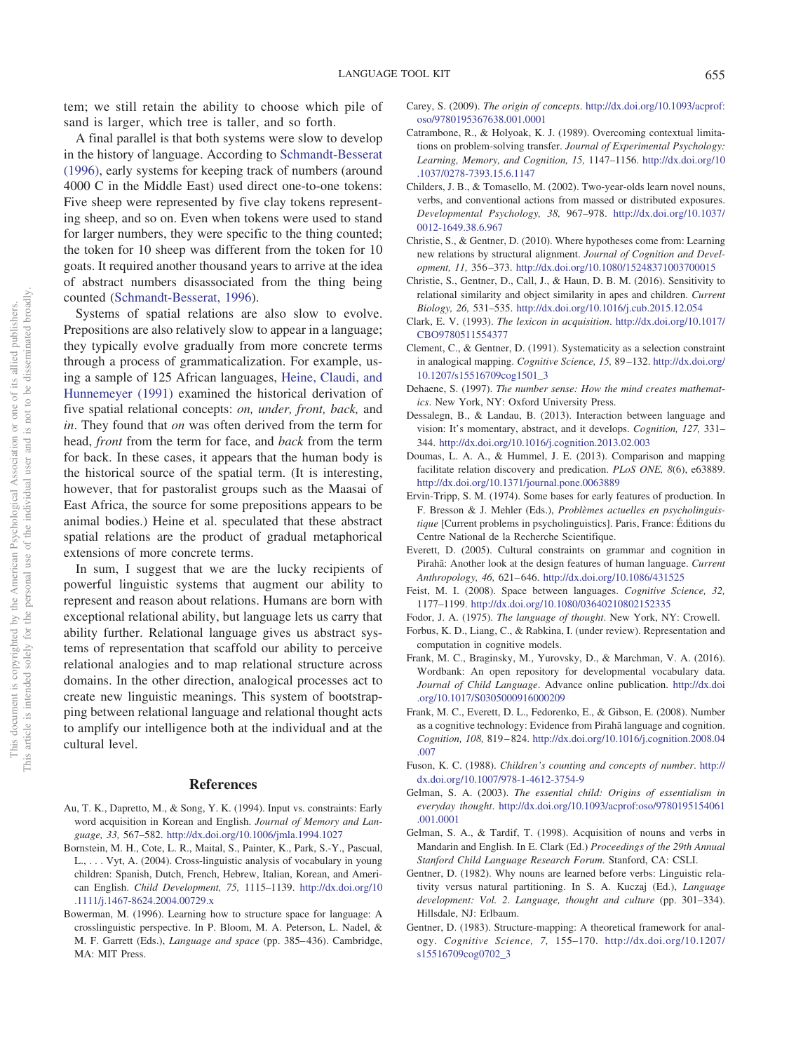tem; we still retain the ability to choose which pile of sand is larger, which tree is taller, and so forth.

A final parallel is that both systems were slow to develop in the history of language. According to Schmandt-Besserat (1996), early systems for keeping track of numbers (around 4000 C in the Middle East) used direct one-to-one tokens: Five sheep were represented by five clay tokens representing sheep, and so on. Even when tokens were used to stand for larger numbers, they were specific to the thing counted; the token for 10 sheep was different from the token for 10 goats. It required another thousand years to arrive at the idea of abstract numbers disassociated from the thing being counted (Schmandt-Besserat, 1996).

Systems of spatial relations are also slow to evolve. Prepositions are also relatively slow to appear in a language; they typically evolve gradually from more concrete terms through a process of grammaticalization. For example, using a sample of 125 African languages, Heine, Claudi, and Hunnemeyer (1991) examined the historical derivation of five spatial relational concepts: *on, under, front, back,* and *in*. They found that *on* was often derived from the term for head, *front* from the term for face, and *back* from the term for back. In these cases, it appears that the human body is the historical source of the spatial term. (It is interesting, however, that for pastoralist groups such as the Maasai of East Africa, the source for some prepositions appears to be animal bodies.) Heine et al. speculated that these abstract spatial relations are the product of gradual metaphorical extensions of more concrete terms.

In sum, I suggest that we are the lucky recipients of powerful linguistic systems that augment our ability to represent and reason about relations. Humans are born with exceptional relational ability, but language lets us carry that ability further. Relational language gives us abstract systems of representation that scaffold our ability to perceive relational analogies and to map relational structure across domains. In the other direction, analogical processes act to create new linguistic meanings. This system of bootstrapping between relational language and relational thought acts to amplify our intelligence both at the individual and at the cultural level.

## References

Au, T. K., Dapretto, M., & Song, Y. K. (1994). Input vs. constraints: Early word acquisition in Korean and English. *Journal of Memory and Language, 33,* 567–582. http://dx.doi.org/10.1006/jmla.1994.1027

Bornstein, M. H., Cote, L. R., Maital, S., Painter, K., Park, S.-Y., Pascual, L., . . . Vyt, A. (2004). Cross-linguistic analysis of vocabulary in young children: Spanish, Dutch, French, Hebrew, Italian, Korean, and American English. *Child Development, 75,* 1115–1139. http://dx.doi.org/10.1111/j.1467-8624.2004.00729.x

Bowerman, M. (1996). Learning how to structure space for language: A crosslinguistic perspective. In P. Bloom, M. A. Peterson, L. Nadel, & M. F. Garrett (Eds.), *Language and space* (pp. 385–436). Cambridge, MA: MIT Press.

Carey, S. (2009). *The origin of concepts*. http://dx.doi.org/10.1093/acprof:oso/9780195367638.001.0001

Catrambone, R., & Holyoak, K. J. (1989). Overcoming contextual limitations on problem-solving transfer. *Journal of Experimental Psychology: Learning, Memory, and Cognition, 15,* 1147–1156. http://dx.doi.org/10.1037/0278-7393.15.6.1147

Childers, J. B., & Tomasello, M. (2002). Two-year-olds learn novel nouns, verbs, and conventional actions from massed or distributed exposures. *Developmental Psychology, 38,* 967–978. http://dx.doi.org/10.1037/0012-1649.38.6.967

Christie, S., & Gentner, D. (2010). Where hypotheses come from: Learning new relations by structural alignment. *Journal of Cognition and Development, 11,* 356–373. http://dx.doi.org/10.1080/15248371003700015

Christie, S., Gentner, D., Call, J., & Haun, D. B. M. (2016). Sensitivity to relational similarity and object similarity in apes and children. *Current Biology, 26,* 531–535. http://dx.doi.org/10.1016/j.cub.2015.12.054

Clark, E. V. (1993). *The lexicon in acquisition*. http://dx.doi.org/10.1017/CBO9780511554377

Clement, C., & Gentner, D. (1991). Systematicity as a selection constraint in analogical mapping. *Cognitive Science, 15,* 89–132. http://dx.doi.org/10.1207/s15516709cog1501_3

Dehaene, S. (1997). *The number sense: How the mind creates mathematics*. New York, NY: Oxford University Press.

Dessalegn, B., & Landau, B. (2013). Interaction between language and vision: It's momentary, abstract, and it develops. *Cognition, 127,* 331–344. http://dx.doi.org/10.1016/j.cognition.2013.02.003

Doumas, L. A. A., & Hummel, J. E. (2013). Comparison and mapping facilitate relation discovery and predication. *PLoS ONE, 8*(6), e63889. http://dx.doi.org/10.1371/journal.pone.0063889

Ervin-Tripp, S. M. (1974). Some bases for early features of production. In F. Bresson & J. Mehler (Eds.), *Problèmes actuelles en psycholinguistique* [Current problems in psycholinguistics]. Paris, France: Éditions du Centre National de la Recherche Scientifique.

Everett, D. (2005). Cultural constraints on grammar and cognition in Pirahã: Another look at the design features of human language. *Current Anthropology, 46,* 621–646. http://dx.doi.org/10.1086/431525

Feist, M. I. (2008). Space between languages. *Cognitive Science, 32,* 1177–1199. http://dx.doi.org/10.1080/03640210802152335

Fodor, J. A. (1975). *The language of thought*. New York, NY: Crowell.

Forbus, K. D., Liang, C., & Rabkina, I. (under review). Representation and computation in cognitive models.

Frank, M. C., Braginsky, M., Yurovsky, D., & Marchman, V. A. (2016). Wordbank: An open repository for developmental vocabulary data. *Journal of Child Language*. Advance online publication. http://dx.doi.org/10.1017/S0305000916000209

Frank, M. C., Everett, D. L., Fedorenko, E., & Gibson, E. (2008). Number as a cognitive technology: Evidence from Pirahã language and cognition. *Cognition, 108,* 819–824. http://dx.doi.org/10.1016/j.cognition.2008.04.007

Fuson, K. C. (1988). *Children's counting and concepts of number*. http://dx.doi.org/10.1007/978-1-4612-3754-9

Gelman, S. A. (2003). *The essential child: Origins of essentialism in everyday thought*. http://dx.doi.org/10.1093/acprof:oso/9780195154061.001.0001

Gelman, S. A., & Tardif, T. (1998). Acquisition of nouns and verbs in Mandarin and English. In E. Clark (Ed.) *Proceedings of the 29th Annual Stanford Child Language Research Forum*. Stanford, CA: CSLI.

Gentner, D. (1982). Why nouns are learned before verbs: Linguistic relativity versus natural partitioning. In S. A. Kuczaj (Ed.), *Language development: Vol. 2. Language, thought and culture* (pp. 301–334). Hillsdale, NJ: Erlbaum.

Gentner, D. (1983). Structure-mapping: A theoretical framework for analogy. *Cognitive Science, 7,* 155–170. http://dx.doi.org/10.1207/s15516709cog0702_3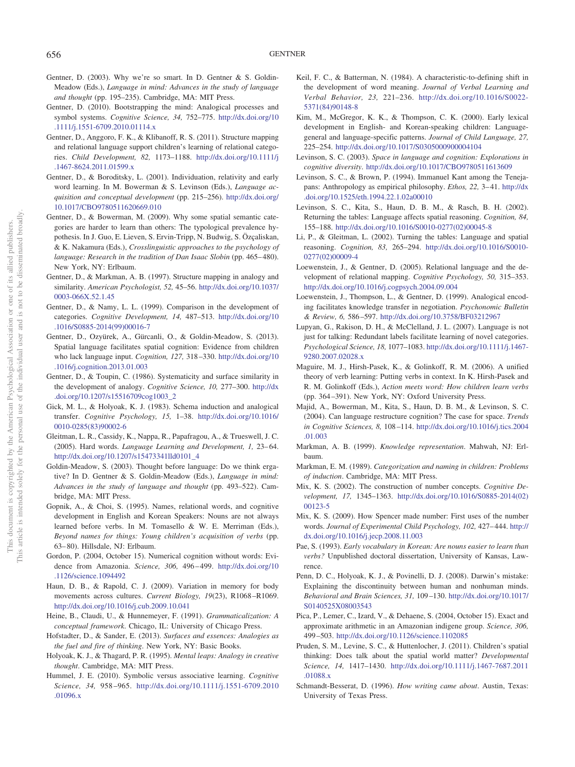Gentner, D. (2003). Why we're so smart. In D. Gentner & S. Goldin-Meadow (Eds.), *Language in mind: Advances in the study of language and thought* (pp. 195–235). Cambridge, MA: MIT Press.

Gentner, D. (2010). Bootstrapping the mind: Analogical processes and symbol systems. *Cognitive Science, 34,* 752–775. http://dx.doi.org/10.1111/j.1551-6709.2010.01114.x

Gentner, D., Anggoro, F. K., & Klibanoff, R. S. (2011). Structure mapping and relational language support children's learning of relational categories. *Child Development, 82,* 1173–1188. http://dx.doi.org/10.1111/j.1467-8624.2011.01599.x

Gentner, D., & Boroditsky, L. (2001). Individuation, relativity and early word learning. In M. Bowerman & S. Levinson (Eds.), *Language acquisition and conceptual development* (pp. 215–256). http://dx.doi.org/10.1017/CBO9780511620669.010

Gentner, D., & Bowerman, M. (2009). Why some spatial semantic categories are harder to learn than others: The typological prevalence hypothesis. In J. Guo, E. Lieven, S. Ervin-Tripp, N. Budwig, S. Özçaliskan, & K. Nakamura (Eds.), *Crosslinguistic approaches to the psychology of language: Research in the tradition of Dan Isaac Slobin* (pp. 465–480). New York, NY: Erlbaum.

Gentner, D., & Markman, A. B. (1997). Structure mapping in analogy and similarity. *American Psychologist, 52,* 45–56. http://dx.doi.org/10.1037/0003-066X.52.1.45

Gentner, D., & Namy, L. L. (1999). Comparison in the development of categories. *Cognitive Development, 14,* 487–513. http://dx.doi.org/10.1016/S0885-2014(99)00016-7

Gentner, D., Ozyürek, A., Gürcanli, O., & Goldin-Meadow, S. (2013). Spatial language facilitates spatial cognition: Evidence from children who lack language input. *Cognition, 127,* 318–330. http://dx.doi.org/10.1016/j.cognition.2013.01.003

Gentner, D., & Toupin, C. (1986). Systematicity and surface similarity in the development of analogy. *Cognitive Science, 10,* 277–300. http://dx.doi.org/10.1207/s15516709cog1003_2

Gick, M. L., & Holyoak, K. J. (1983). Schema induction and analogical transfer. *Cognitive Psychology, 15,* 1–38. http://dx.doi.org/10.1016/0010-0285(83)90002-6

Gleitman, L. R., Cassidy, K., Nappa, R., Papafragou, A., & Trueswell, J. C. (2005). Hard words. *Language Learning and Development, 1,* 23–64. http://dx.doi.org/10.1207/s15473341lld0101_4

Goldin-Meadow, S. (2003). Thought before language: Do we think ergative? In D. Gentner & S. Goldin-Meadow (Eds.), *Language in mind: Advances in the study of language and thought* (pp. 493–522). Cambridge, MA: MIT Press.

Gopnik, A., & Choi, S. (1995). Names, relational words, and cognitive development in English and Korean Speakers: Nouns are not always learned before verbs. In M. Tomasello & W. E. Merriman (Eds.), *Beyond names for things: Young children's acquisition of verbs* (pp. 63–80). Hillsdale, NJ: Erlbaum.

Gordon, P. (2004, October 15). Numerical cognition without words: Evidence from Amazonia. *Science, 306,* 496–499. http://dx.doi.org/10.1126/science.1094492

Haun, D. B., & Rapold, C. J. (2009). Variation in memory for body movements across cultures. *Current Biology, 19*(23), R1068–R1069. http://dx.doi.org/10.1016/j.cub.2009.10.041

Heine, B., Claudi, U., & Hunnemeyer, F. (1991). *Grammaticalization: A conceptual framework*. Chicago, IL: University of Chicago Press.

Hofstadter, D., & Sander, E. (2013). *Surfaces and essences: Analogies as the fuel and fire of thinking*. New York, NY: Basic Books.

Holyoak, K. J., & Thagard, P. R. (1995). *Mental leaps: Analogy in creative thought*. Cambridge, MA: MIT Press.

Hummel, J. E. (2010). Symbolic versus associative learning. *Cognitive Science, 34,* 958–965. http://dx.doi.org/10.1111/j.1551-6709.2010.01096.x

Keil, F. C., & Batterman, N. (1984). A characteristic-to-defining shift in the development of word meaning. *Journal of Verbal Learning and Verbal Behavior, 23,* 221–236. http://dx.doi.org/10.1016/S0022-5371(84)90148-8

Kim, M., McGregor, K. K., & Thompson, C. K. (2000). Early lexical development in English- and Korean-speaking children: Language-general and language-specific patterns. *Journal of Child Language, 27,* 225–254. http://dx.doi.org/10.1017/S0305000900004104

Levinson, S. C. (2003). *Space in language and cognition: Explorations in cognitive diversity*. http://dx.doi.org/10.1017/CBO9780511613609

Levinson, S. C., & Brown, P. (1994). Immanuel Kant among the Tenejapans: Anthropology as empirical philosophy. *Ethos, 22,* 3–41. http://dx.doi.org/10.1525/eth.1994.22.1.02a00010

Levinson, S. C., Kita, S., Haun, D. B. M., & Rasch, B. H. (2002). Returning the tables: Language affects spatial reasoning. *Cognition, 84,* 155–188. http://dx.doi.org/10.1016/S0010-0277(02)00045-8

Li, P., & Gleitman, L. (2002). Turning the tables: Language and spatial reasoning. *Cognition, 83,* 265–294. http://dx.doi.org/10.1016/S0010-0277(02)00009-4

Loewenstein, J., & Gentner, D. (2005). Relational language and the development of relational mapping. *Cognitive Psychology, 50,* 315–353. http://dx.doi.org/10.1016/j.cogpsych.2004.09.004

Loewenstein, J., Thompson, L., & Gentner, D. (1999). Analogical encoding facilitates knowledge transfer in negotiation. *Psychonomic Bulletin & Review, 6,* 586–597. http://dx.doi.org/10.3758/BF03212967

Lupyan, G., Rakison, D. H., & McClelland, J. L. (2007). Language is not just for talking: Redundant labels facilitate learning of novel categories. *Psychological Science, 18,* 1077–1083. http://dx.doi.org/10.1111/j.1467-9280.2007.02028.x

Maguire, M. J., Hirsh-Pasek, K., & Golinkoff, R. M. (2006). A unified theory of verb learning: Putting verbs in context. In K. Hirsh-Pasek and R. M. Golinkoff (Eds.), *Action meets word: How children learn verbs* (pp. 364–391). New York, NY: Oxford University Press.

Majid, A., Bowerman, M., Kita, S., Haun, D. B. M., & Levinson, S. C. (2004). Can language restructure cognition? The case for space. *Trends in Cognitive Sciences, 8,* 108–114. http://dx.doi.org/10.1016/j.tics.2004.01.003

Markman, A. B. (1999). *Knowledge representation*. Mahwah, NJ: Erlbaum.

Markman, E. M. (1989). *Categorization and naming in children: Problems of induction*. Cambridge, MA: MIT Press.

Mix, K. S. (2002). The construction of number concepts. *Cognitive Development, 17,* 1345–1363. http://dx.doi.org/10.1016/S0885-2014(02)00123-5

Mix, K. S. (2009). How Spencer made number: First uses of the number words. *Journal of Experimental Child Psychology, 102,* 427–444. http://dx.doi.org/10.1016/j.jecp.2008.11.003

Pae, S. (1993). *Early vocabulary in Korean: Are nouns easier to learn than verbs?* Unpublished doctoral dissertation, University of Kansas, Lawrence.

Penn, D. C., Holyoak, K. J., & Povinelli, D. J. (2008). Darwin's mistake: Explaining the discontinuity between human and nonhuman minds. *Behavioral and Brain Sciences, 31,* 109–130. http://dx.doi.org/10.1017/S0140525X08003543

Pica, P., Lemer, C., Izard, V., & Dehaene, S. (2004, October 15). Exact and approximate arithmetic in an Amazonian indigene group. *Science, 306,* 499–503. http://dx.doi.org/10.1126/science.1102085

Pruden, S. M., Levine, S. C., & Huttenlocher, J. (2011). Children's spatial thinking: Does talk about the spatial world matter? *Developmental Science, 14,* 1417–1430. http://dx.doi.org/10.1111/j.1467-7687.2011.01088.x

Schmandt-Besserat, D. (1996). *How writing came about*. Austin, Texas: University of Texas Press.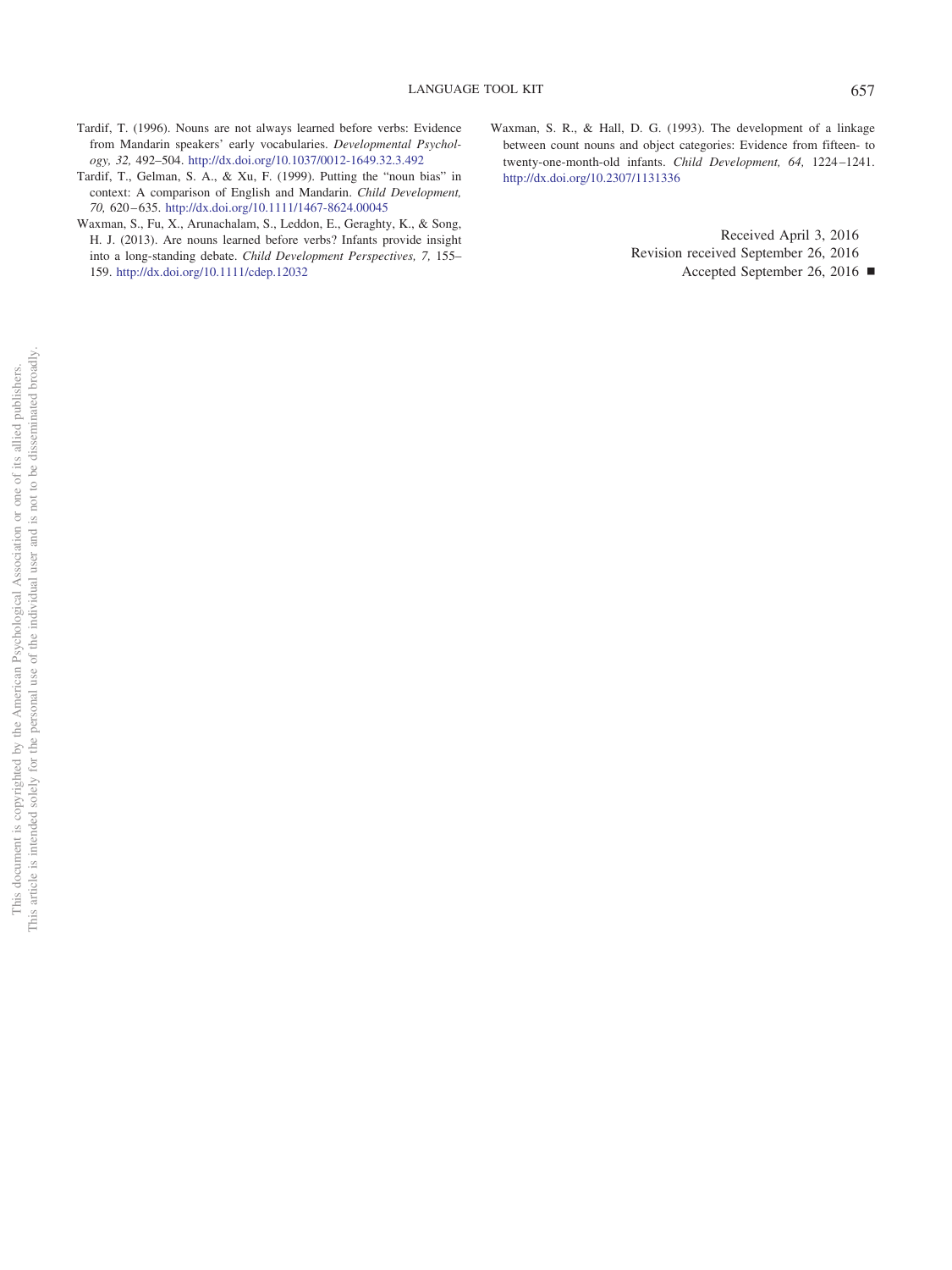Tardif, T. (1996). Nouns are not always learned before verbs: Evidence from Mandarin speakers' early vocabularies. *Developmental Psychology, 32,* 492–504. http://dx.doi.org/10.1037/0012-1649.32.3.492

Tardif, T., Gelman, S. A., & Xu, F. (1999). Putting the "noun bias" in context: A comparison of English and Mandarin. *Child Development, 70,* 620–635. http://dx.doi.org/10.1111/1467-8624.00045

Waxman, S., Fu, X., Arunachalam, S., Leddon, E., Geraghty, K., & Song, H. J. (2013). Are nouns learned before verbs? Infants provide insight into a long-standing debate. *Child Development Perspectives, 7,* 155–159. http://dx.doi.org/10.1111/cdep.12032

Waxman, S. R., & Hall, D. G. (1993). The development of a linkage between count nouns and object categories: Evidence from fifteen- to twenty-one-month-old infants. *Child Development, 64,* 1224–1241. http://dx.doi.org/10.2307/1131336

Received April 3, 2016
Revision received September 26, 2016
Accepted September 26, 2016 ■